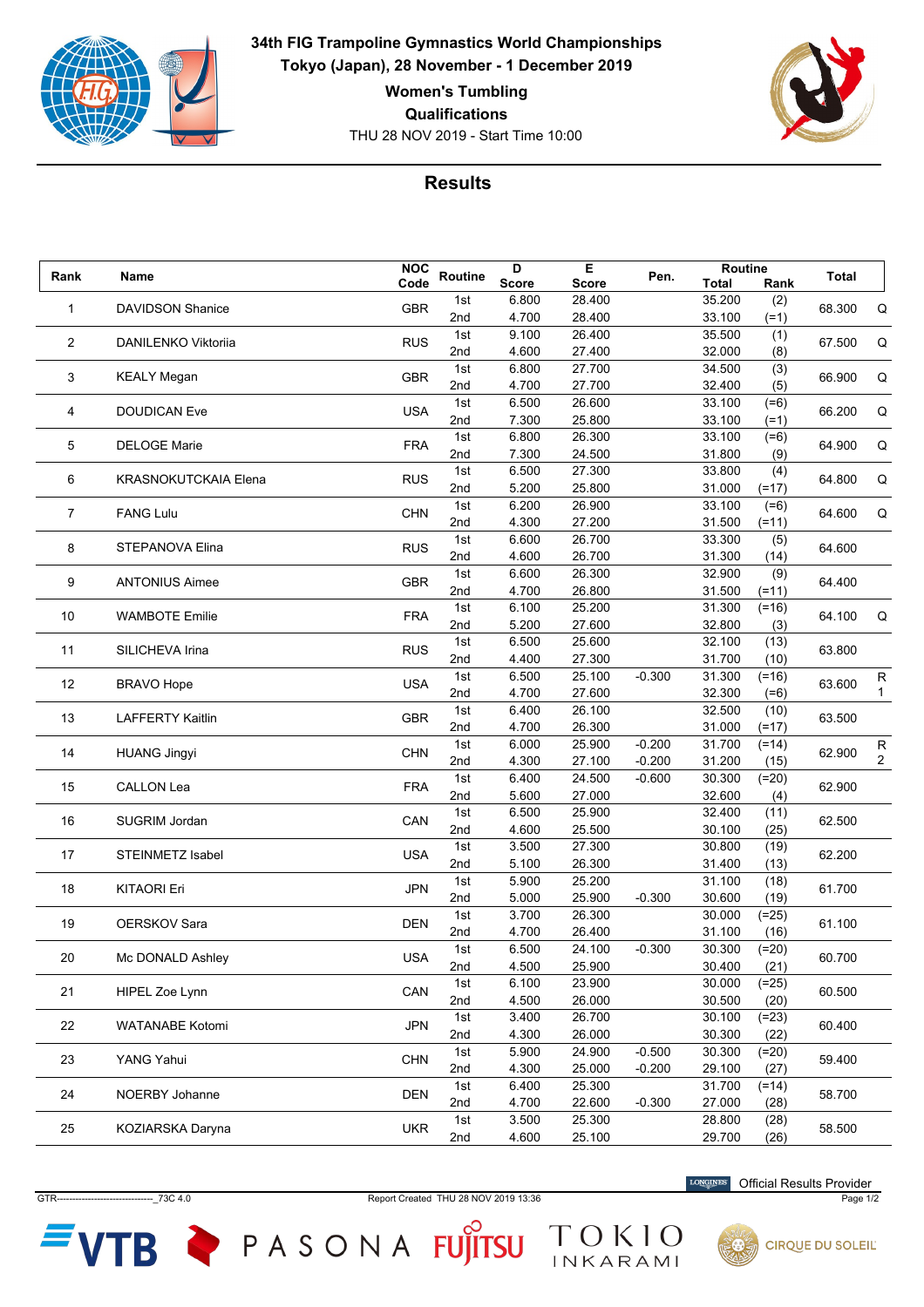# 34th FIG Trampoline Gymnastics World Championships

**Tokyo (Japan), 28 November - 1 December 2019**

**Women's Tumbling**

**Qualifications**

THU 28 NOV 2019 - Start Time 10:00

## Results

| Rank | Name | NOC Code | Routine | D Score | E Score | Pen. | Routine Total | Routine Rank | Total | |
|---|---|---|---|---|---|---|---|---|---|---|
| 1 | DAVIDSON Shanice | GBR | 1st | 6.800 | 28.400 | | 35.200 | (2) | 68.300 | Q |
| | | | 2nd | 4.700 | 28.400 | | 33.100 | (=1) | | |
| 2 | DANILENKO Viktoriia | RUS | 1st | 9.100 | 26.400 | | 35.500 | (1) | 67.500 | Q |
| | | | 2nd | 4.600 | 27.400 | | 32.000 | (8) | | |
| 3 | KEALY Megan | GBR | 1st | 6.800 | 27.700 | | 34.500 | (3) | 66.900 | Q |
| | | | 2nd | 4.700 | 27.700 | | 32.400 | (5) | | |
| 4 | DOUDICAN Eve | USA | 1st | 6.500 | 26.600 | | 33.100 | (=6) | 66.200 | Q |
| | | | 2nd | 7.300 | 25.800 | | 33.100 | (=1) | | |
| 5 | DELOGE Marie | FRA | 1st | 6.800 | 26.300 | | 33.100 | (=6) | 64.900 | Q |
| | | | 2nd | 7.300 | 24.500 | | 31.800 | (9) | | |
| 6 | KRASNOKUTCKAIA Elena | RUS | 1st | 6.500 | 27.300 | | 33.800 | (4) | 64.800 | Q |
| | | | 2nd | 5.200 | 25.800 | | 31.000 | (=17) | | |
| 7 | FANG Lulu | CHN | 1st | 6.200 | 26.900 | | 33.100 | (=6) | 64.600 | Q |
| | | | 2nd | 4.300 | 27.200 | | 31.500 | (=11) | | |
| 8 | STEPANOVA Elina | RUS | 1st | 6.600 | 26.700 | | 33.300 | (5) | 64.600 | |
| | | | 2nd | 4.600 | 26.700 | | 31.300 | (14) | | |
| 9 | ANTONIUS Aimee | GBR | 1st | 6.600 | 26.300 | | 32.900 | (9) | 64.400 | |
| | | | 2nd | 4.700 | 26.800 | | 31.500 | (=11) | | |
| 10 | WAMBOTE Emilie | FRA | 1st | 6.100 | 25.200 | | 31.300 | (=16) | 64.100 | Q |
| | | | 2nd | 5.200 | 27.600 | | 32.800 | (3) | | |
| 11 | SILICHEVA Irina | RUS | 1st | 6.500 | 25.600 | | 32.100 | (13) | 63.800 | |
| | | | 2nd | 4.400 | 27.300 | | 31.700 | (10) | | |
| 12 | BRAVO Hope | USA | 1st | 6.500 | 25.100 | -0.300 | 31.300 | (=16) | 63.600 | R |
| | | | 2nd | 4.700 | 27.600 | | 32.300 | (=6) | | 1 |
| 13 | LAFFERTY Kaitlin | GBR | 1st | 6.400 | 26.100 | | 32.500 | (10) | 63.500 | |
| | | | 2nd | 4.700 | 26.300 | | 31.000 | (=17) | | |
| 14 | HUANG Jingyi | CHN | 1st | 6.000 | 25.900 | -0.200 | 31.700 | (=14) | 62.900 | R |
| | | | 2nd | 4.300 | 27.100 | -0.200 | 31.200 | (15) | | 2 |
| 15 | CALLON Lea | FRA | 1st | 6.400 | 24.500 | -0.600 | 30.300 | (=20) | 62.900 | |
| | | | 2nd | 5.600 | 27.000 | | 32.600 | (4) | | |
| 16 | SUGRIM Jordan | CAN | 1st | 6.500 | 25.900 | | 32.400 | (11) | 62.500 | |
| | | | 2nd | 4.600 | 25.500 | | 30.100 | (25) | | |
| 17 | STEINMETZ Isabel | USA | 1st | 3.500 | 27.300 | | 30.800 | (19) | 62.200 | |
| | | | 2nd | 5.100 | 26.300 | | 31.400 | (13) | | |
| 18 | KITAORI Eri | JPN | 1st | 5.900 | 25.200 | | 31.100 | (18) | 61.700 | |
| | | | 2nd | 5.000 | 25.900 | -0.300 | 30.600 | (19) | | |
| 19 | OERSKOV Sara | DEN | 1st | 3.700 | 26.300 | | 30.000 | (=25) | 61.100 | |
| | | | 2nd | 4.700 | 26.400 | | 31.100 | (16) | | |
| 20 | Mc DONALD Ashley | USA | 1st | 6.500 | 24.100 | -0.300 | 30.300 | (=20) | 60.700 | |
| | | | 2nd | 4.500 | 25.900 | | 30.400 | (21) | | |
| 21 | HIPEL Zoe Lynn | CAN | 1st | 6.100 | 23.900 | | 30.000 | (=25) | 60.500 | |
| | | | 2nd | 4.500 | 26.000 | | 30.500 | (20) | | |
| 22 | WATANABE Kotomi | JPN | 1st | 3.400 | 26.700 | | 30.100 | (=23) | 60.400 | |
| | | | 2nd | 4.300 | 26.000 | | 30.300 | (22) | | |
| 23 | YANG Yahui | CHN | 1st | 5.900 | 24.900 | -0.500 | 30.300 | (=20) | 59.400 | |
| | | | 2nd | 4.300 | 25.000 | -0.200 | 29.100 | (27) | | |
| 24 | NOERBY Johanne | DEN | 1st | 6.400 | 25.300 | | 31.700 | (=14) | 58.700 | |
| | | | 2nd | 4.700 | 22.600 | -0.300 | 27.000 | (28) | | |
| 25 | KOZIARSKA Daryna | UKR | 1st | 3.500 | 25.300 | | 28.800 | (28) | 58.500 | |
| | | | 2nd | 4.600 | 25.100 | | 29.700 | (26) | | |

Official Results Provider

GTR-------------------------------_73C 4.0 Report Created THU 28 NOV 2019 13:36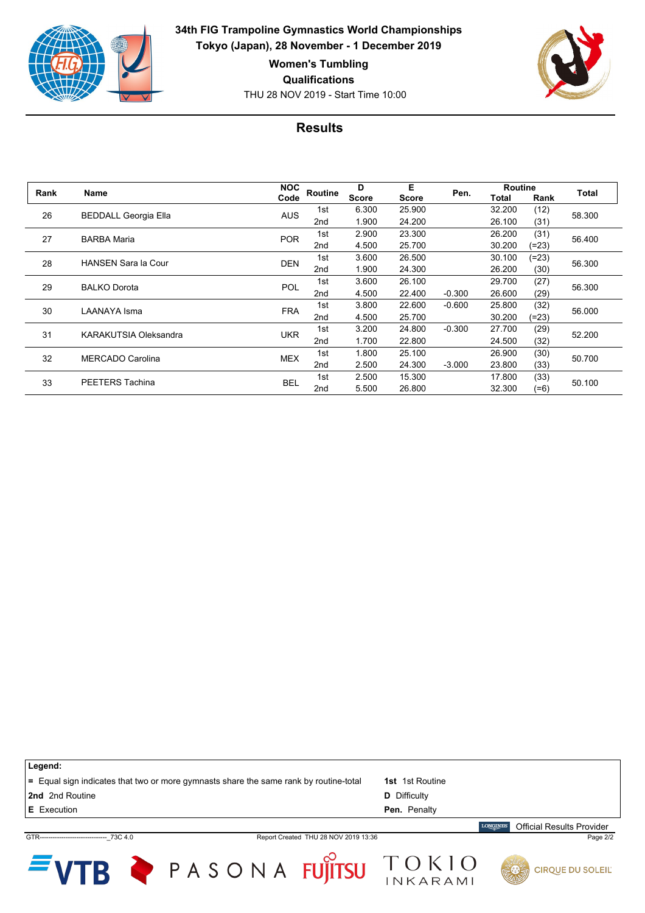**34th FIG Trampoline Gymnastics World Championships**
**Tokyo (Japan), 28 November - 1 December 2019**

**Women's Tumbling**
**Qualifications**

THU 28 NOV 2019 - Start Time 10:00

## Results

| Rank | Name | NOC Code | Routine | D Score | E Score | Pen. | Routine Total | Routine Rank | Total |
|---|---|---|---|---|---|---|---|---|---|
| 26 | BEDDALL Georgia Ella | AUS | 1st | 6.300 | 25.900 | | 32.200 | (12) | 58.300 |
| | | | 2nd | 1.900 | 24.200 | | 26.100 | (31) | |
| 27 | BARBA Maria | POR | 1st | 2.900 | 23.300 | | 26.200 | (31) | 56.400 |
| | | | 2nd | 4.500 | 25.700 | | 30.200 | (=23) | |
| 28 | HANSEN Sara la Cour | DEN | 1st | 3.600 | 26.500 | | 30.100 | (=23) | 56.300 |
| | | | 2nd | 1.900 | 24.300 | | 26.200 | (30) | |
| 29 | BALKO Dorota | POL | 1st | 3.600 | 26.100 | | 29.700 | (27) | 56.300 |
| | | | 2nd | 4.500 | 22.400 | -0.300 | 26.600 | (29) | |
| 30 | LAANAYA Isma | FRA | 1st | 3.800 | 22.600 | -0.600 | 25.800 | (32) | 56.000 |
| | | | 2nd | 4.500 | 25.700 | | 30.200 | (=23) | |
| 31 | KARAKUTSIA Oleksandra | UKR | 1st | 3.200 | 24.800 | -0.300 | 27.700 | (29) | 52.200 |
| | | | 2nd | 1.700 | 22.800 | | 24.500 | (32) | |
| 32 | MERCADO Carolina | MEX | 1st | 1.800 | 25.100 | | 26.900 | (30) | 50.700 |
| | | | 2nd | 2.500 | 24.300 | -3.000 | 23.800 | (33) | |
| 33 | PEETERS Tachina | BEL | 1st | 2.500 | 15.300 | | 17.800 | (33) | 50.100 |
| | | | 2nd | 5.500 | 26.800 | | 32.300 | (=6) | |

**Legend:**

- **=** Equal sign indicates that two or more gymnasts share the same rank by routine-total
- **2nd** 2nd Routine
- **E** Execution
- **1st** 1st Routine
- **D** Difficulty
- **Pen.** Penalty

LONGINES Official Results Provider

GTR-------------------------------_73C 4.0 Report Created THU 28 NOV 2019 13:36